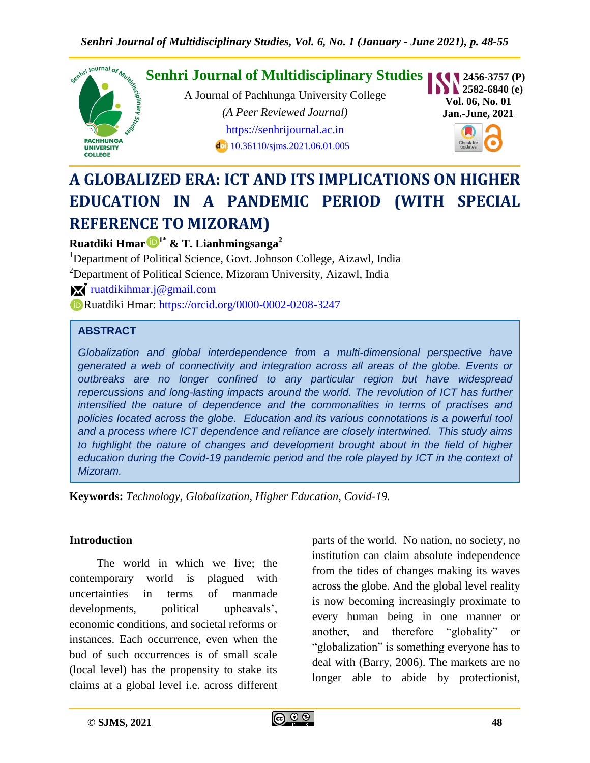Senhri Journal of Multidisciplinary Studies

A Journal of Pachhunga University College

*(A Peer Reviewed Journal)*

https://senhrijournal.ac.in

10.36110/sjms.2021.06.01.005

2456-3757 (P)
2582-6840 (e)
Vol. 06, No. 01
Jan.-June, 2021

# A GLOBALIZED ERA: ICT AND ITS IMPLICATIONS ON HIGHER EDUCATION IN A PANDEMIC PERIOD (WITH SPECIAL REFERENCE TO MIZORAM)

**Ruatdiki Hmar[1*] & T. Lianhmingsanga[2]**

[1]Department of Political Science, Govt. Johnson College, Aizawl, India

[2]Department of Political Science, Mizoram University, Aizawl, India

[*] ruatdikihmar.j@gmail.com

Ruatdiki Hmar: https://orcid.org/0000-0002-0208-3247

**ABSTRACT**

*Globalization and global interdependence from a multi-dimensional perspective have generated a web of connectivity and integration across all areas of the globe. Events or outbreaks are no longer confined to any particular region but have widespread repercussions and long-lasting impacts around the world. The revolution of ICT has further intensified the nature of dependence and the commonalities in terms of practises and policies located across the globe. Education and its various connotations is a powerful tool and a process where ICT dependence and reliance are closely intertwined. This study aims to highlight the nature of changes and development brought about in the field of higher education during the Covid-19 pandemic period and the role played by ICT in the context of Mizoram.*

**Keywords:** *Technology, Globalization, Higher Education, Covid-19.*

## Introduction

The world in which we live; the contemporary world is plagued with uncertainties in terms of manmade developments, political upheavals', economic conditions, and societal reforms or instances. Each occurrence, even when the bud of such occurrences is of small scale (local level) has the propensity to stake its claims at a global level i.e. across different parts of the world. No nation, no society, no institution can claim absolute independence from the tides of changes making its waves across the globe. And the global level reality is now becoming increasingly proximate to every human being in one manner or another, and therefore "globality" or "globalization" is something everyone has to deal with (Barry, 2006). The markets are no longer able to abide by protectionist,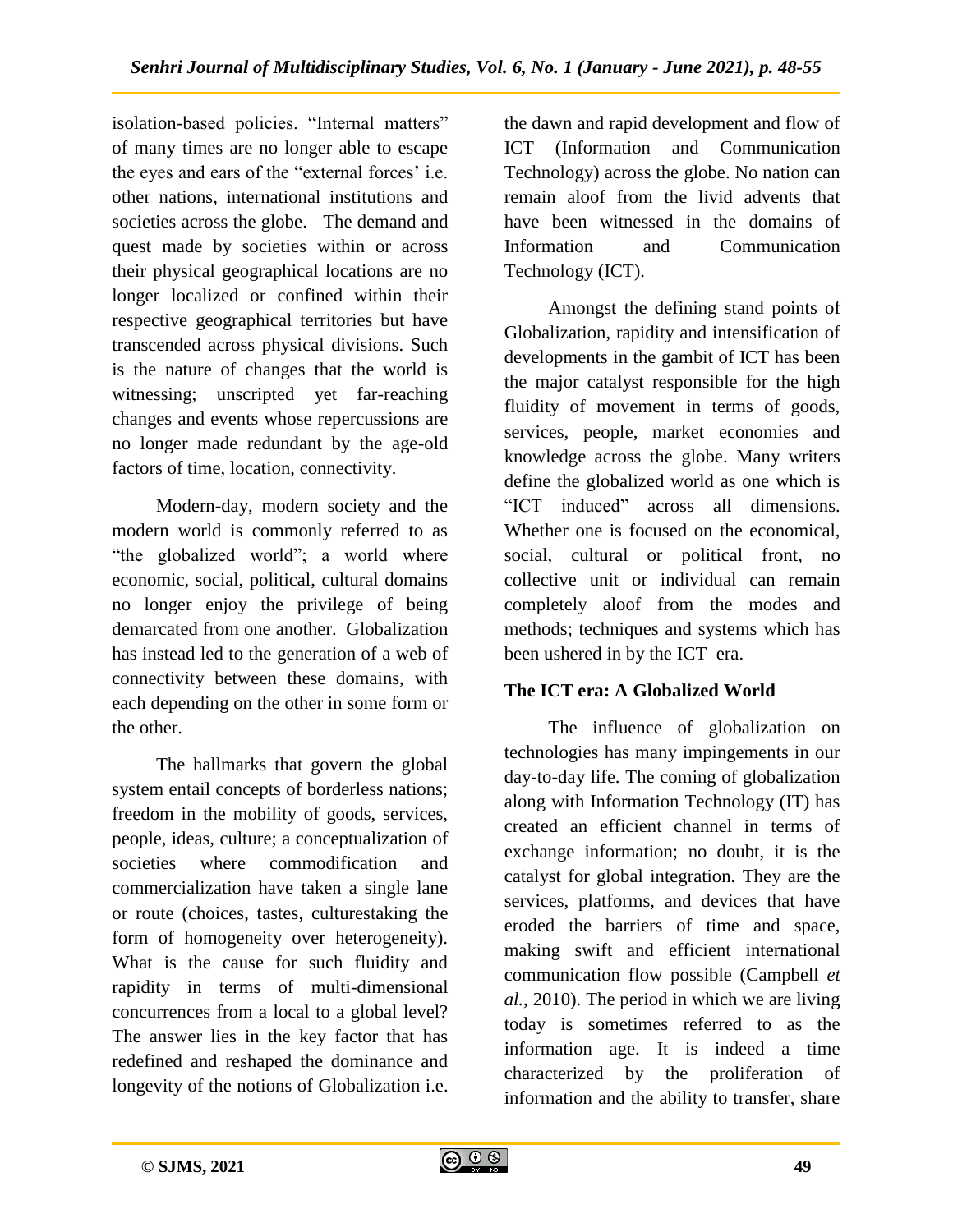isolation-based policies. "Internal matters" of many times are no longer able to escape the eyes and ears of the "external forces' i.e. other nations, international institutions and societies across the globe. The demand and quest made by societies within or across their physical geographical locations are no longer localized or confined within their respective geographical territories but have transcended across physical divisions. Such is the nature of changes that the world is witnessing; unscripted yet far-reaching changes and events whose repercussions are no longer made redundant by the age-old factors of time, location, connectivity.

Modern-day, modern society and the modern world is commonly referred to as "the globalized world"; a world where economic, social, political, cultural domains no longer enjoy the privilege of being demarcated from one another. Globalization has instead led to the generation of a web of connectivity between these domains, with each depending on the other in some form or the other.

The hallmarks that govern the global system entail concepts of borderless nations; freedom in the mobility of goods, services, people, ideas, culture; a conceptualization of societies where commodification and commercialization have taken a single lane or route (choices, tastes, culturestaking the form of homogeneity over heterogeneity). What is the cause for such fluidity and rapidity in terms of multi-dimensional concurrences from a local to a global level? The answer lies in the key factor that has redefined and reshaped the dominance and longevity of the notions of Globalization i.e. the dawn and rapid development and flow of ICT (Information and Communication Technology) across the globe. No nation can remain aloof from the livid advents that have been witnessed in the domains of Information and Communication Technology (ICT).

Amongst the defining stand points of Globalization, rapidity and intensification of developments in the gambit of ICT has been the major catalyst responsible for the high fluidity of movement in terms of goods, services, people, market economies and knowledge across the globe. Many writers define the globalized world as one which is "ICT induced" across all dimensions. Whether one is focused on the economical, social, cultural or political front, no collective unit or individual can remain completely aloof from the modes and methods; techniques and systems which has been ushered in by the ICT era.

## The ICT era: A Globalized World

The influence of globalization on technologies has many impingements in our day-to-day life. The coming of globalization along with Information Technology (IT) has created an efficient channel in terms of exchange information; no doubt, it is the catalyst for global integration. They are the services, platforms, and devices that have eroded the barriers of time and space, making swift and efficient international communication flow possible (Campbell *et al.*, 2010). The period in which we are living today is sometimes referred to as the information age. It is indeed a time characterized by the proliferation of information and the ability to transfer, share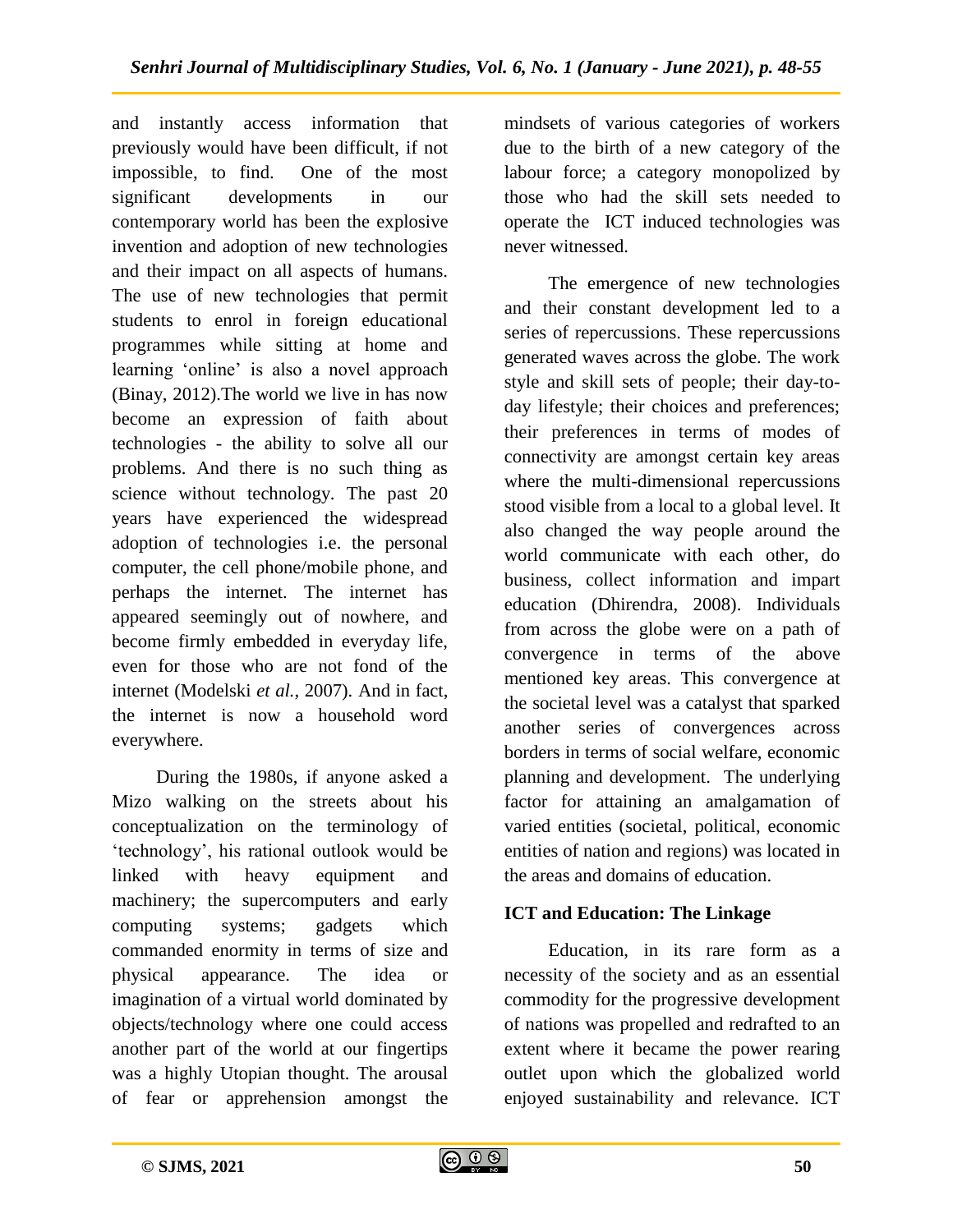and instantly access information that previously would have been difficult, if not impossible, to find. One of the most significant developments in our contemporary world has been the explosive invention and adoption of new technologies and their impact on all aspects of humans. The use of new technologies that permit students to enrol in foreign educational programmes while sitting at home and learning 'online' is also a novel approach (Binay, 2012).The world we live in has now become an expression of faith about technologies - the ability to solve all our problems. And there is no such thing as science without technology. The past 20 years have experienced the widespread adoption of technologies i.e. the personal computer, the cell phone/mobile phone, and perhaps the internet. The internet has appeared seemingly out of nowhere, and become firmly embedded in everyday life, even for those who are not fond of the internet (Modelski *et al.*, 2007). And in fact, the internet is now a household word everywhere.

During the 1980s, if anyone asked a Mizo walking on the streets about his conceptualization on the terminology of 'technology', his rational outlook would be linked with heavy equipment and machinery; the supercomputers and early computing systems; gadgets which commanded enormity in terms of size and physical appearance. The idea or imagination of a virtual world dominated by objects/technology where one could access another part of the world at our fingertips was a highly Utopian thought. The arousal of fear or apprehension amongst the mindsets of various categories of workers due to the birth of a new category of the labour force; a category monopolized by those who had the skill sets needed to operate the ICT induced technologies was never witnessed.

The emergence of new technologies and their constant development led to a series of repercussions. These repercussions generated waves across the globe. The work style and skill sets of people; their day-to-day lifestyle; their choices and preferences; their preferences in terms of modes of connectivity are amongst certain key areas where the multi-dimensional repercussions stood visible from a local to a global level. It also changed the way people around the world communicate with each other, do business, collect information and impart education (Dhirendra, 2008). Individuals from across the globe were on a path of convergence in terms of the above mentioned key areas. This convergence at the societal level was a catalyst that sparked another series of convergences across borders in terms of social welfare, economic planning and development. The underlying factor for attaining an amalgamation of varied entities (societal, political, economic entities of nation and regions) was located in the areas and domains of education.

**ICT and Education: The Linkage**

Education, in its rare form as a necessity of the society and as an essential commodity for the progressive development of nations was propelled and redrafted to an extent where it became the power rearing outlet upon which the globalized world enjoyed sustainability and relevance. ICT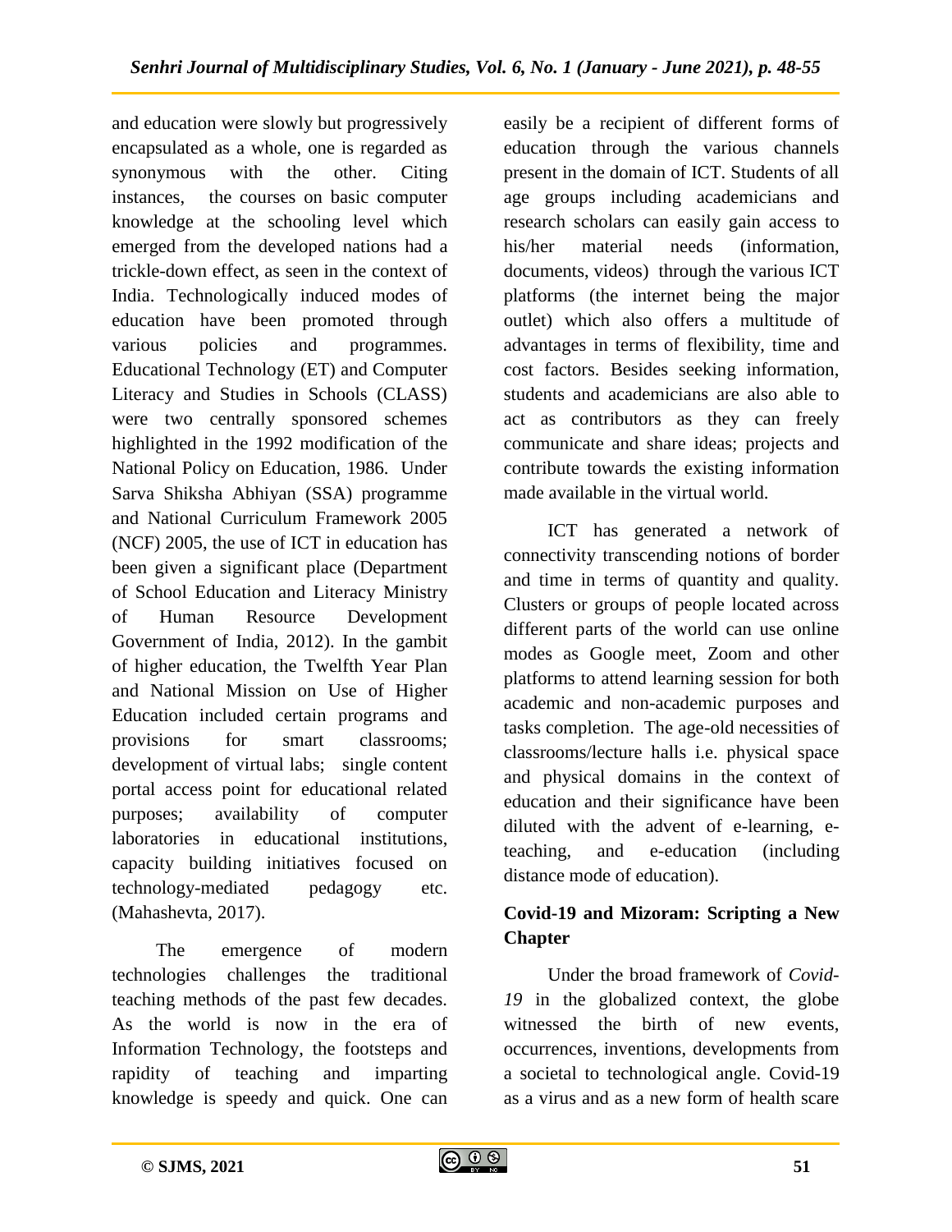and education were slowly but progressively encapsulated as a whole, one is regarded as synonymous with the other. Citing instances, the courses on basic computer knowledge at the schooling level which emerged from the developed nations had a trickle-down effect, as seen in the context of India. Technologically induced modes of education have been promoted through various policies and programmes. Educational Technology (ET) and Computer Literacy and Studies in Schools (CLASS) were two centrally sponsored schemes highlighted in the 1992 modification of the National Policy on Education, 1986. Under Sarva Shiksha Abhiyan (SSA) programme and National Curriculum Framework 2005 (NCF) 2005, the use of ICT in education has been given a significant place (Department of School Education and Literacy Ministry of Human Resource Development Government of India, 2012). In the gambit of higher education, the Twelfth Year Plan and National Mission on Use of Higher Education included certain programs and provisions for smart classrooms; development of virtual labs; single content portal access point for educational related purposes; availability of computer laboratories in educational institutions, capacity building initiatives focused on technology-mediated pedagogy etc. (Mahashevta, 2017).

The emergence of modern technologies challenges the traditional teaching methods of the past few decades. As the world is now in the era of Information Technology, the footsteps and rapidity of teaching and imparting knowledge is speedy and quick. One can easily be a recipient of different forms of education through the various channels present in the domain of ICT. Students of all age groups including academicians and research scholars can easily gain access to his/her material needs (information, documents, videos) through the various ICT platforms (the internet being the major outlet) which also offers a multitude of advantages in terms of flexibility, time and cost factors. Besides seeking information, students and academicians are also able to act as contributors as they can freely communicate and share ideas; projects and contribute towards the existing information made available in the virtual world.

ICT has generated a network of connectivity transcending notions of border and time in terms of quantity and quality. Clusters or groups of people located across different parts of the world can use online modes as Google meet, Zoom and other platforms to attend learning session for both academic and non-academic purposes and tasks completion. The age-old necessities of classrooms/lecture halls i.e. physical space and physical domains in the context of education and their significance have been diluted with the advent of e-learning, e-teaching, and e-education (including distance mode of education).

### Covid-19 and Mizoram: Scripting a New Chapter

Under the broad framework of *Covid-19* in the globalized context, the globe witnessed the birth of new events, occurrences, inventions, developments from a societal to technological angle. Covid-19 as a virus and as a new form of health scare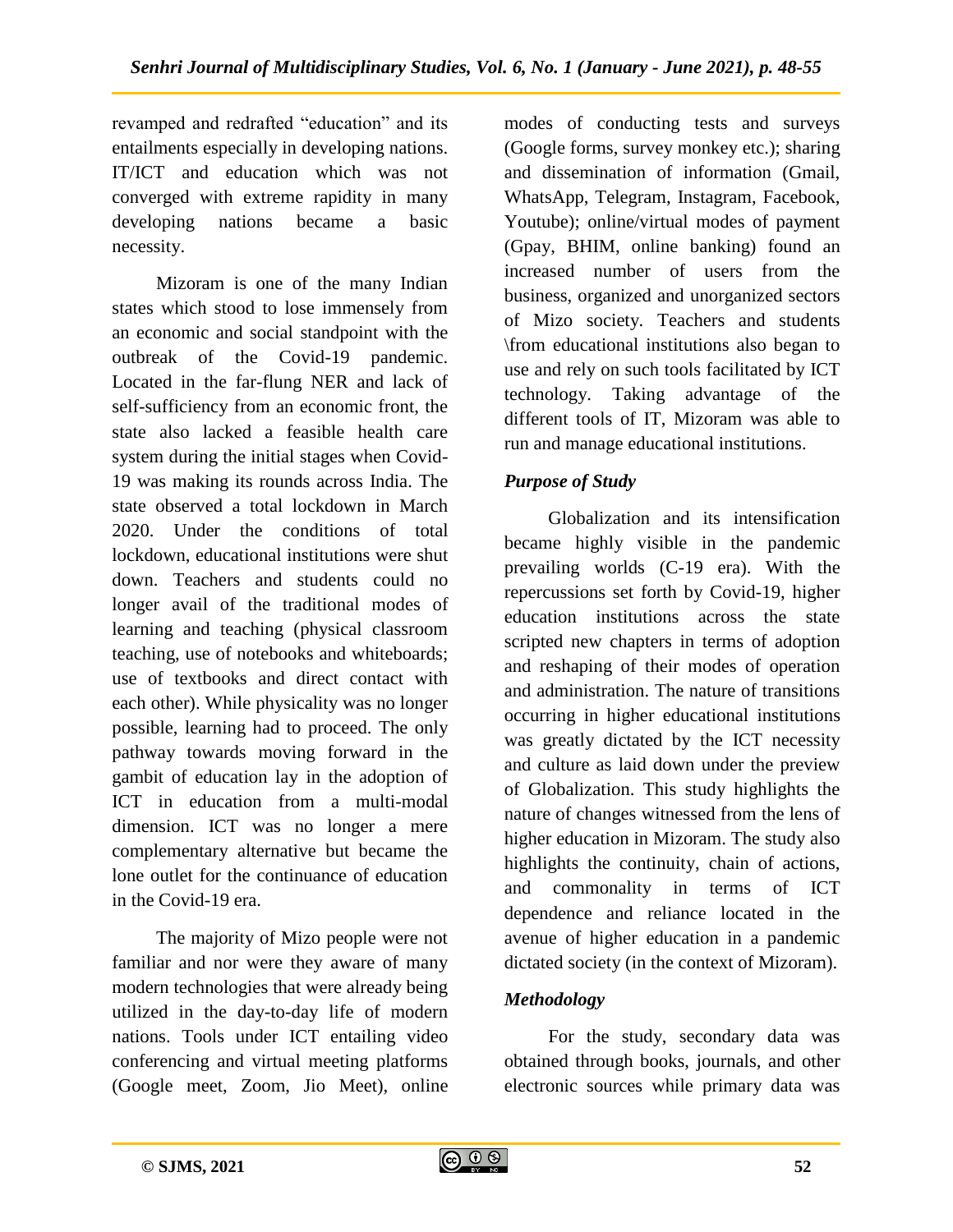revamped and redrafted "education" and its entailments especially in developing nations. IT/ICT and education which was not converged with extreme rapidity in many developing nations became a basic necessity.

Mizoram is one of the many Indian states which stood to lose immensely from an economic and social standpoint with the outbreak of the Covid-19 pandemic. Located in the far-flung NER and lack of self-sufficiency from an economic front, the state also lacked a feasible health care system during the initial stages when Covid-19 was making its rounds across India. The state observed a total lockdown in March 2020. Under the conditions of total lockdown, educational institutions were shut down. Teachers and students could no longer avail of the traditional modes of learning and teaching (physical classroom teaching, use of notebooks and whiteboards; use of textbooks and direct contact with each other). While physicality was no longer possible, learning had to proceed. The only pathway towards moving forward in the gambit of education lay in the adoption of ICT in education from a multi-modal dimension. ICT was no longer a mere complementary alternative but became the lone outlet for the continuance of education in the Covid-19 era.

The majority of Mizo people were not familiar and nor were they aware of many modern technologies that were already being utilized in the day-to-day life of modern nations. Tools under ICT entailing video conferencing and virtual meeting platforms (Google meet, Zoom, Jio Meet), online modes of conducting tests and surveys (Google forms, survey monkey etc.); sharing and dissemination of information (Gmail, WhatsApp, Telegram, Instagram, Facebook, Youtube); online/virtual modes of payment (Gpay, BHIM, online banking) found an increased number of users from the business, organized and unorganized sectors of Mizo society. Teachers and students \from educational institutions also began to use and rely on such tools facilitated by ICT technology. Taking advantage of the different tools of IT, Mizoram was able to run and manage educational institutions.

### *Purpose of Study*

Globalization and its intensification became highly visible in the pandemic prevailing worlds (C-19 era). With the repercussions set forth by Covid-19, higher education institutions across the state scripted new chapters in terms of adoption and reshaping of their modes of operation and administration. The nature of transitions occurring in higher educational institutions was greatly dictated by the ICT necessity and culture as laid down under the preview of Globalization. This study highlights the nature of changes witnessed from the lens of higher education in Mizoram. The study also highlights the continuity, chain of actions, and commonality in terms of ICT dependence and reliance located in the avenue of higher education in a pandemic dictated society (in the context of Mizoram).

### *Methodology*

For the study, secondary data was obtained through books, journals, and other electronic sources while primary data was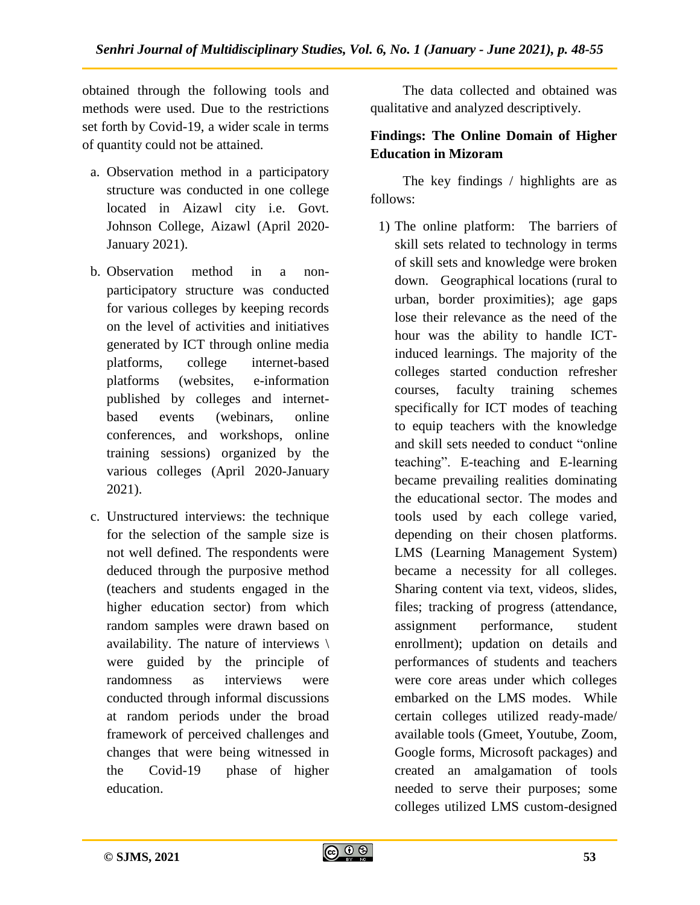obtained through the following tools and methods were used. Due to the restrictions set forth by Covid-19, a wider scale in terms of quantity could not be attained.

a. Observation method in a participatory structure was conducted in one college located in Aizawl city i.e. Govt. Johnson College, Aizawl (April 2020-January 2021).

b. Observation method in a non-participatory structure was conducted for various colleges by keeping records on the level of activities and initiatives generated by ICT through online media platforms, college internet-based platforms (websites, e-information published by colleges and internet-based events (webinars, online conferences, and workshops, online training sessions) organized by the various colleges (April 2020-January 2021).

c. Unstructured interviews: the technique for the selection of the sample size is not well defined. The respondents were deduced through the purposive method (teachers and students engaged in the higher education sector) from which random samples were drawn based on availability. The nature of interviews \ were guided by the principle of randomness as interviews were conducted through informal discussions at random periods under the broad framework of perceived challenges and changes that were being witnessed in the Covid-19 phase of higher education.

The data collected and obtained was qualitative and analyzed descriptively.

**Findings: The Online Domain of Higher Education in Mizoram**

The key findings / highlights are as follows:

1) The online platform: The barriers of skill sets related to technology in terms of skill sets and knowledge were broken down. Geographical locations (rural to urban, border proximities); age gaps lose their relevance as the need of the hour was the ability to handle ICT-induced learnings. The majority of the colleges started conduction refresher courses, faculty training schemes specifically for ICT modes of teaching to equip teachers with the knowledge and skill sets needed to conduct "online teaching". E-teaching and E-learning became prevailing realities dominating the educational sector. The modes and tools used by each college varied, depending on their chosen platforms. LMS (Learning Management System) became a necessity for all colleges. Sharing content via text, videos, slides, files; tracking of progress (attendance, assignment performance, student enrollment); updation on details and performances of students and teachers were core areas under which colleges embarked on the LMS modes. While certain colleges utilized ready-made/ available tools (Gmeet, Youtube, Zoom, Google forms, Microsoft packages) and created an amalgamation of tools needed to serve their purposes; some colleges utilized LMS custom-designed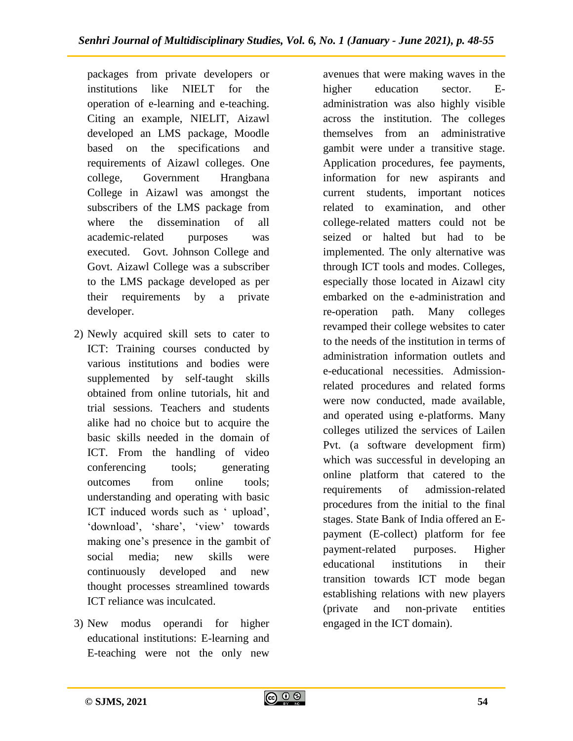packages from private developers or institutions like NIELT for the operation of e-learning and e-teaching. Citing an example, NIELIT, Aizawl developed an LMS package, Moodle based on the specifications and requirements of Aizawl colleges. One college, Government Hrangbana College in Aizawl was amongst the subscribers of the LMS package from where the dissemination of all academic-related purposes was executed. Govt. Johnson College and Govt. Aizawl College was a subscriber to the LMS package developed as per their requirements by a private developer.

2) Newly acquired skill sets to cater to ICT: Training courses conducted by various institutions and bodies were supplemented by self-taught skills obtained from online tutorials, hit and trial sessions. Teachers and students alike had no choice but to acquire the basic skills needed in the domain of ICT. From the handling of video conferencing tools; generating outcomes from online tools; understanding and operating with basic ICT induced words such as ' upload', 'download', 'share', 'view' towards making one's presence in the gambit of social media; new skills were continuously developed and new thought processes streamlined towards ICT reliance was inculcated.

3) New modus operandi for higher educational institutions: E-learning and E-teaching were not the only new avenues that were making waves in the higher education sector. E-administration was also highly visible across the institution. The colleges themselves from an administrative gambit were under a transitive stage. Application procedures, fee payments, information for new aspirants and current students, important notices related to examination, and other college-related matters could not be seized or halted but had to be implemented. The only alternative was through ICT tools and modes. Colleges, especially those located in Aizawl city embarked on the e-administration and re-operation path. Many colleges revamped their college websites to cater to the needs of the institution in terms of administration information outlets and e-educational necessities. Admission-related procedures and related forms were now conducted, made available, and operated using e-platforms. Many colleges utilized the services of Lailen Pvt. (a software development firm) which was successful in developing an online platform that catered to the requirements of admission-related procedures from the initial to the final stages. State Bank of India offered an E-payment (E-collect) platform for fee payment-related purposes. Higher educational institutions in their transition towards ICT mode began establishing relations with new players (private and non-private entities engaged in the ICT domain).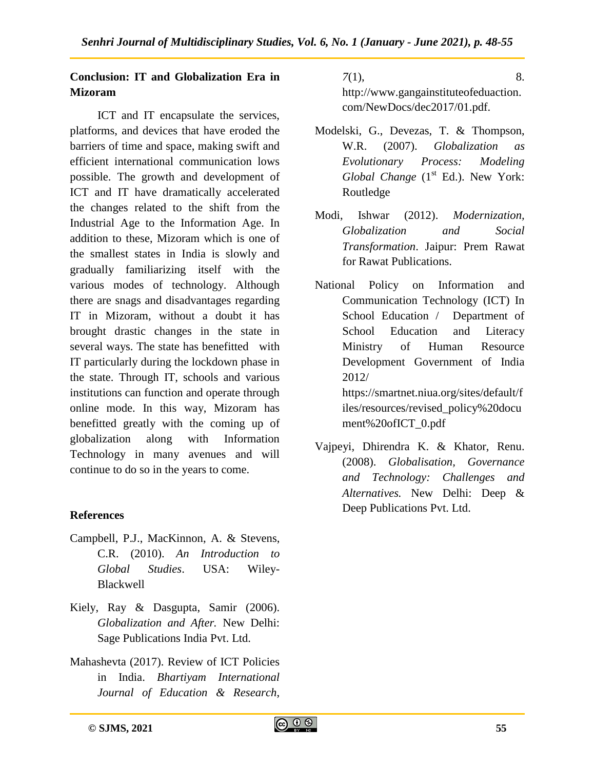## Conclusion: IT and Globalization Era in Mizoram

ICT and IT encapsulate the services, platforms, and devices that have eroded the barriers of time and space, making swift and efficient international communication lows possible. The growth and development of ICT and IT have dramatically accelerated the changes related to the shift from the Industrial Age to the Information Age. In addition to these, Mizoram which is one of the smallest states in India is slowly and gradually familiarizing itself with the various modes of technology. Although there are snags and disadvantages regarding IT in Mizoram, without a doubt it has brought drastic changes in the state in several ways. The state has benefitted with IT particularly during the lockdown phase in the state. Through IT, schools and various institutions can function and operate through online mode. In this way, Mizoram has benefitted greatly with the coming up of globalization along with Information Technology in many avenues and will continue to do so in the years to come.

## References

Campbell, P.J., MacKinnon, A. & Stevens, C.R. (2010). *An Introduction to Global Studies*. USA: Wiley-Blackwell

Kiely, Ray & Dasgupta, Samir (2006). *Globalization and After.* New Delhi: Sage Publications India Pvt. Ltd.

Mahashevta (2017). Review of ICT Policies in India. *Bhartiyam International Journal of Education & Research*, *7*(1), 8. http://www.gangainstituteofeduaction.com/NewDocs/dec2017/01.pdf.

Modelski, G., Devezas, T. & Thompson, W.R. (2007). *Globalization as Evolutionary Process: Modeling Global Change* (1st Ed.). New York: Routledge

Modi, Ishwar (2012). *Modernization, Globalization and Social Transformation*. Jaipur: Prem Rawat for Rawat Publications.

National Policy on Information and Communication Technology (ICT) In School Education / Department of School Education and Literacy Ministry of Human Resource Development Government of India 2012/ https://smartnet.niua.org/sites/default/files/resources/revised_policy%20document%20ofICT_0.pdf

Vajpeyi, Dhirendra K. & Khator, Renu. (2008). *Globalisation, Governance and Technology: Challenges and Alternatives.* New Delhi: Deep & Deep Publications Pvt. Ltd.